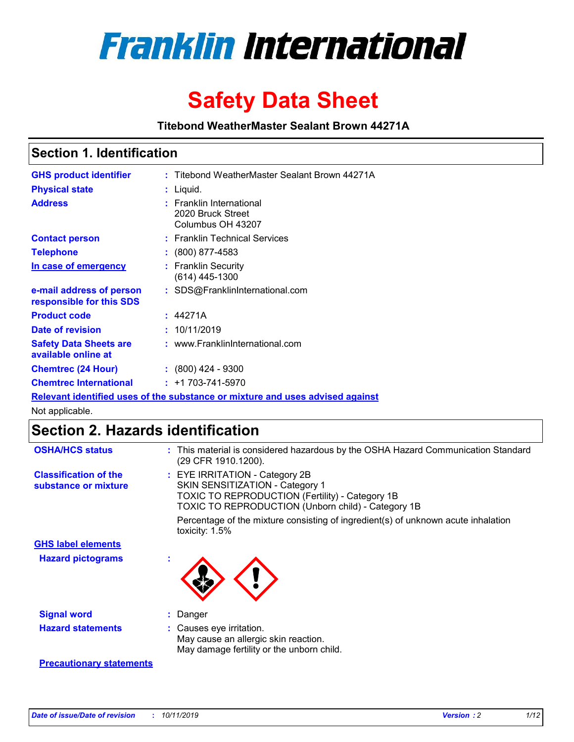# Franklin International

# Safety Data Sheet

**Titebond WeatherMaster Sealant Brown 44271A**

## Section 1. Identification

| | | |
|---|---|---|
| **GHS product identifier** | : | Titebond WeatherMaster Sealant Brown 44271A |
| **Physical state** | : | Liquid. |
| **Address** | : | Franklin International<br>2020 Bruck Street<br>Columbus OH 43207 |
| **Contact person** | : | Franklin Technical Services |
| **Telephone** | : | (800) 877-4583 |
| **In case of emergency** | : | Franklin Security<br>(614) 445-1300 |
| **e-mail address of person responsible for this SDS** | : | SDS@FranklinInternational.com |
| **Product code** | : | 44271A |
| **Date of revision** | : | 10/11/2019 |
| **Safety Data Sheets are available online at** | : | www.FranklinInternational.com |
| **Chemtrec (24 Hour)** | : | (800) 424 - 9300 |
| **Chemtrec International** | : | +1 703-741-5970 |

**Relevant identified uses of the substance or mixture and uses advised against**

Not applicable.

## Section 2. Hazards identification

**OSHA/HCS status** : This material is considered hazardous by the OSHA Hazard Communication Standard (29 CFR 1910.1200).

**Classification of the substance or mixture** : EYE IRRITATION - Category 2B
SKIN SENSITIZATION - Category 1
TOXIC TO REPRODUCTION (Fertility) - Category 1B
TOXIC TO REPRODUCTION (Unborn child) - Category 1B

Percentage of the mixture consisting of ingredient(s) of unknown acute inhalation toxicity: 1.5%

**GHS label elements**

**Hazard pictograms** :

**Signal word** : Danger

**Hazard statements** : Causes eye irritation.
May cause an allergic skin reaction.
May damage fertility or the unborn child.

**Precautionary statements**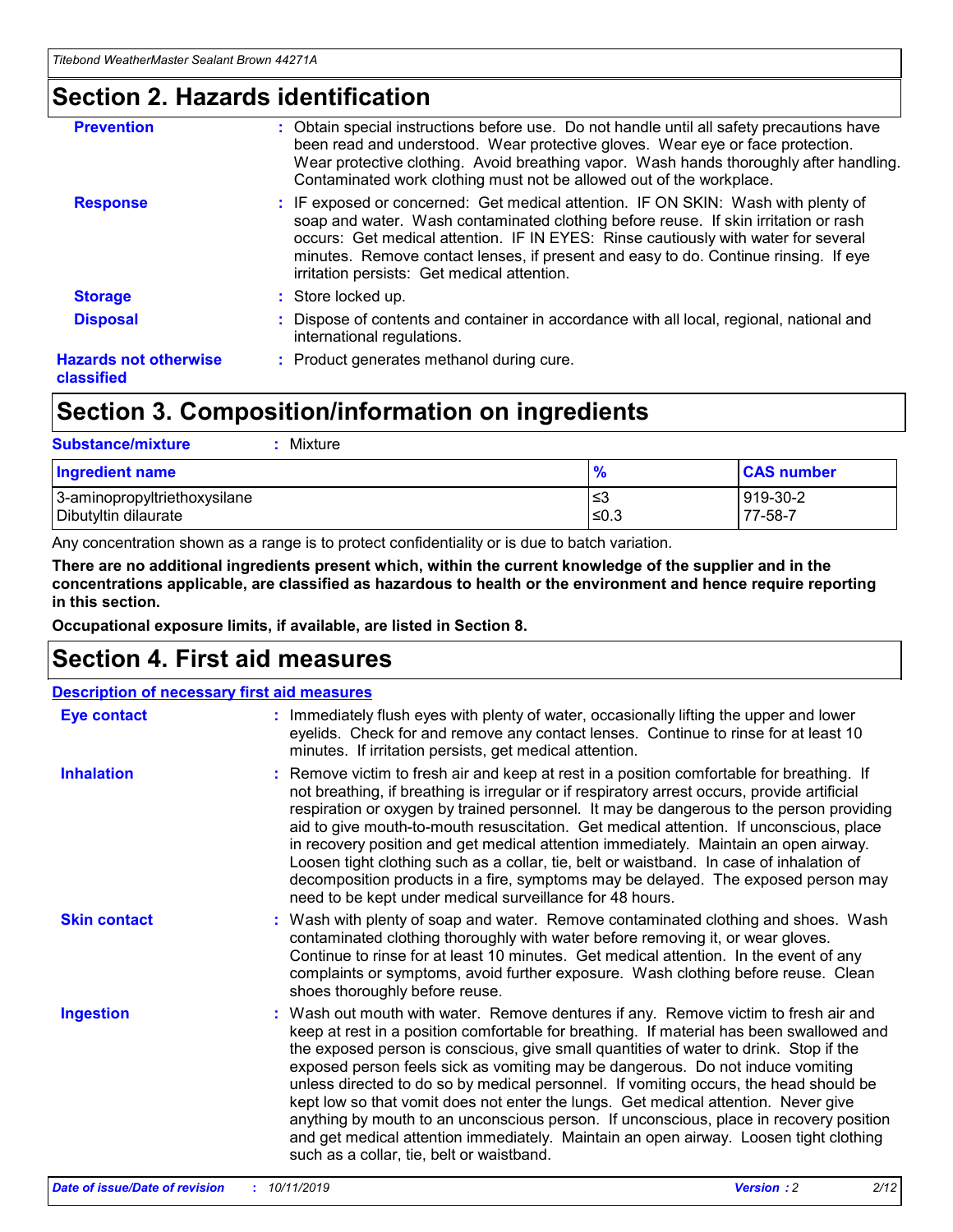## Section 2. Hazards identification

**Prevention** : Obtain special instructions before use. Do not handle until all safety precautions have been read and understood. Wear protective gloves. Wear eye or face protection. Wear protective clothing. Avoid breathing vapor. Wash hands thoroughly after handling. Contaminated work clothing must not be allowed out of the workplace.

**Response** : IF exposed or concerned: Get medical attention. IF ON SKIN: Wash with plenty of soap and water. Wash contaminated clothing before reuse. If skin irritation or rash occurs: Get medical attention. IF IN EYES: Rinse cautiously with water for several minutes. Remove contact lenses, if present and easy to do. Continue rinsing. If eye irritation persists: Get medical attention.

**Storage** : Store locked up.

**Disposal** : Dispose of contents and container in accordance with all local, regional, national and international regulations.

**Hazards not otherwise classified** : Product generates methanol during cure.

## Section 3. Composition/information on ingredients

**Substance/mixture** : Mixture

| Ingredient name | % | CAS number |
|---|---|---|
| 3-aminopropyltriethoxysilane | ≤3 | 919-30-2 |
| Dibutyltin dilaurate | ≤0.3 | 77-58-7 |

Any concentration shown as a range is to protect confidentiality or is due to batch variation.

**There are no additional ingredients present which, within the current knowledge of the supplier and in the concentrations applicable, are classified as hazardous to health or the environment and hence require reporting in this section.**

**Occupational exposure limits, if available, are listed in Section 8.**

## Section 4. First aid measures

**Description of necessary first aid measures**

**Eye contact** : Immediately flush eyes with plenty of water, occasionally lifting the upper and lower eyelids. Check for and remove any contact lenses. Continue to rinse for at least 10 minutes. If irritation persists, get medical attention.

**Inhalation** : Remove victim to fresh air and keep at rest in a position comfortable for breathing. If not breathing, if breathing is irregular or if respiratory arrest occurs, provide artificial respiration or oxygen by trained personnel. It may be dangerous to the person providing aid to give mouth-to-mouth resuscitation. Get medical attention. If unconscious, place in recovery position and get medical attention immediately. Maintain an open airway. Loosen tight clothing such as a collar, tie, belt or waistband. In case of inhalation of decomposition products in a fire, symptoms may be delayed. The exposed person may need to be kept under medical surveillance for 48 hours.

**Skin contact** : Wash with plenty of soap and water. Remove contaminated clothing and shoes. Wash contaminated clothing thoroughly with water before removing it, or wear gloves. Continue to rinse for at least 10 minutes. Get medical attention. In the event of any complaints or symptoms, avoid further exposure. Wash clothing before reuse. Clean shoes thoroughly before reuse.

**Ingestion** : Wash out mouth with water. Remove dentures if any. Remove victim to fresh air and keep at rest in a position comfortable for breathing. If material has been swallowed and the exposed person is conscious, give small quantities of water to drink. Stop if the exposed person feels sick as vomiting may be dangerous. Do not induce vomiting unless directed to do so by medical personnel. If vomiting occurs, the head should be kept low so that vomit does not enter the lungs. Get medical attention. Never give anything by mouth to an unconscious person. If unconscious, place in recovery position and get medical attention immediately. Maintain an open airway. Loosen tight clothing such as a collar, tie, belt or waistband.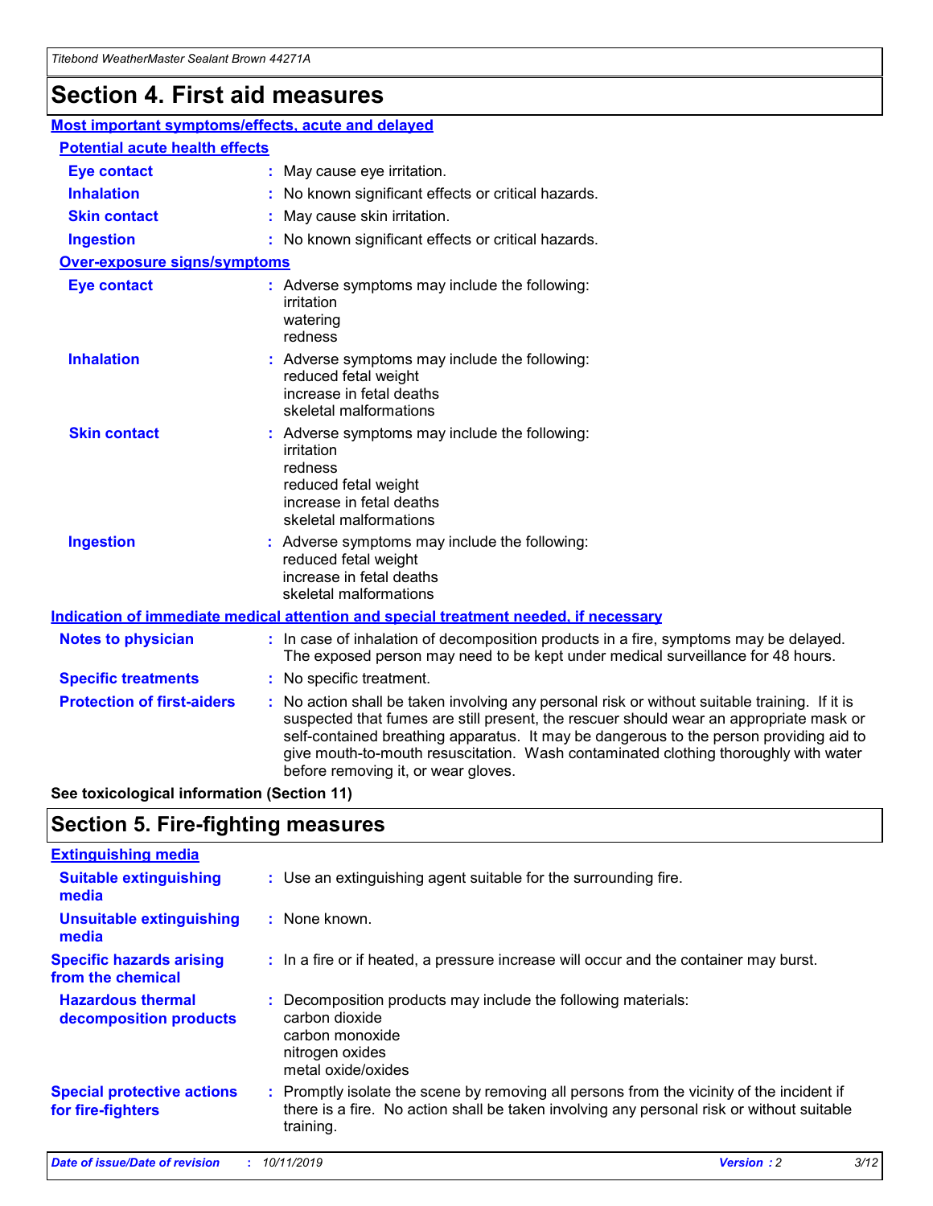# Section 4. First aid measures

## Most important symptoms/effects, acute and delayed

### Potential acute health effects

**Eye contact** : May cause eye irritation.

**Inhalation** : No known significant effects or critical hazards.

**Skin contact** : May cause skin irritation.

**Ingestion** : No known significant effects or critical hazards.

### Over-exposure signs/symptoms

**Eye contact** : Adverse symptoms may include the following:
irritation
watering
redness

**Inhalation** : Adverse symptoms may include the following:
reduced fetal weight
increase in fetal deaths
skeletal malformations

**Skin contact** : Adverse symptoms may include the following:
irritation
redness
reduced fetal weight
increase in fetal deaths
skeletal malformations

**Ingestion** : Adverse symptoms may include the following:
reduced fetal weight
increase in fetal deaths
skeletal malformations

## Indication of immediate medical attention and special treatment needed, if necessary

**Notes to physician** : In case of inhalation of decomposition products in a fire, symptoms may be delayed. The exposed person may need to be kept under medical surveillance for 48 hours.

**Specific treatments** : No specific treatment.

**Protection of first-aiders** : No action shall be taken involving any personal risk or without suitable training. If it is suspected that fumes are still present, the rescuer should wear an appropriate mask or self-contained breathing apparatus. It may be dangerous to the person providing aid to give mouth-to-mouth resuscitation. Wash contaminated clothing thoroughly with water before removing it, or wear gloves.

**See toxicological information (Section 11)**

# Section 5. Fire-fighting measures

## Extinguishing media

**Suitable extinguishing media** : Use an extinguishing agent suitable for the surrounding fire.

**Unsuitable extinguishing media** : None known.

**Specific hazards arising from the chemical** : In a fire or if heated, a pressure increase will occur and the container may burst.

**Hazardous thermal decomposition products** : Decomposition products may include the following materials:
carbon dioxide
carbon monoxide
nitrogen oxides
metal oxide/oxides

**Special protective actions for fire-fighters** : Promptly isolate the scene by removing all persons from the vicinity of the incident if there is a fire. No action shall be taken involving any personal risk or without suitable training.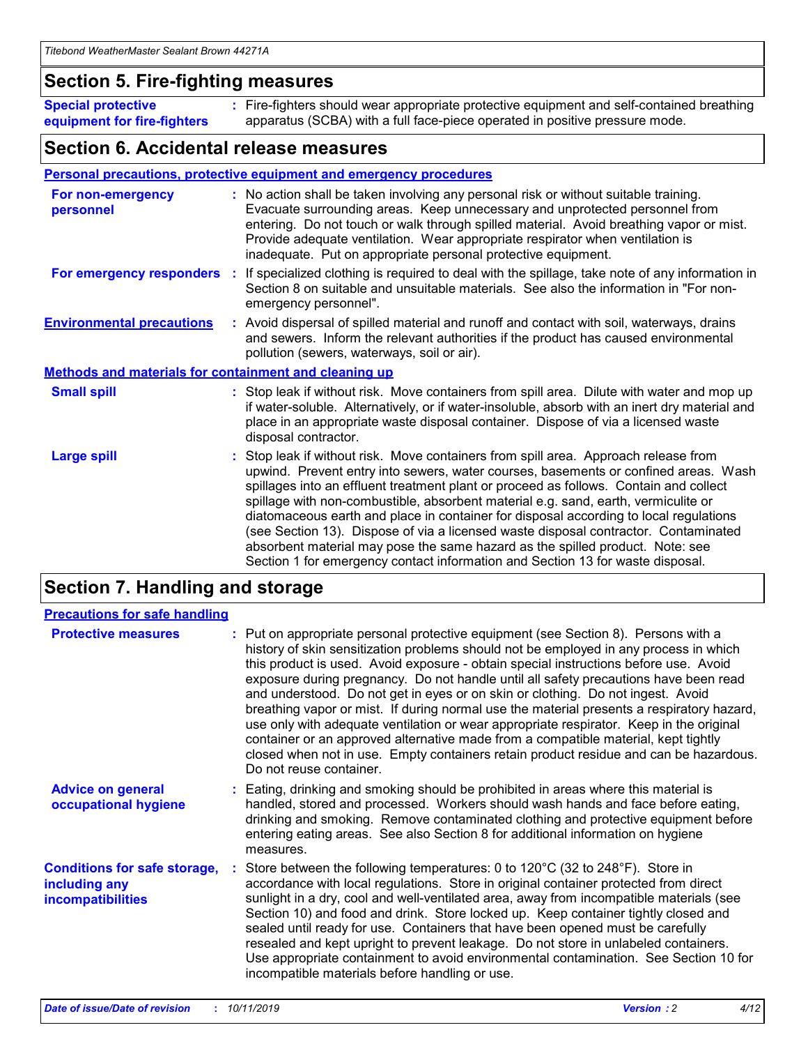## Section 5. Fire-fighting measures

**Special protective equipment for fire-fighters** : Fire-fighters should wear appropriate protective equipment and self-contained breathing apparatus (SCBA) with a full face-piece operated in positive pressure mode.

## Section 6. Accidental release measures

### Personal precautions, protective equipment and emergency procedures

**For non-emergency personnel** : No action shall be taken involving any personal risk or without suitable training. Evacuate surrounding areas. Keep unnecessary and unprotected personnel from entering. Do not touch or walk through spilled material. Avoid breathing vapor or mist. Provide adequate ventilation. Wear appropriate respirator when ventilation is inadequate. Put on appropriate personal protective equipment.

**For emergency responders** : If specialized clothing is required to deal with the spillage, take note of any information in Section 8 on suitable and unsuitable materials. See also the information in "For non-emergency personnel".

**Environmental precautions** : Avoid dispersal of spilled material and runoff and contact with soil, waterways, drains and sewers. Inform the relevant authorities if the product has caused environmental pollution (sewers, waterways, soil or air).

### Methods and materials for containment and cleaning up

**Small spill** : Stop leak if without risk. Move containers from spill area. Dilute with water and mop up if water-soluble. Alternatively, or if water-insoluble, absorb with an inert dry material and place in an appropriate waste disposal container. Dispose of via a licensed waste disposal contractor.

**Large spill** : Stop leak if without risk. Move containers from spill area. Approach release from upwind. Prevent entry into sewers, water courses, basements or confined areas. Wash spillages into an effluent treatment plant or proceed as follows. Contain and collect spillage with non-combustible, absorbent material e.g. sand, earth, vermiculite or diatomaceous earth and place in container for disposal according to local regulations (see Section 13). Dispose of via a licensed waste disposal contractor. Contaminated absorbent material may pose the same hazard as the spilled product. Note: see Section 1 for emergency contact information and Section 13 for waste disposal.

## Section 7. Handling and storage

### Precautions for safe handling

**Protective measures** : Put on appropriate personal protective equipment (see Section 8). Persons with a history of skin sensitization problems should not be employed in any process in which this product is used. Avoid exposure - obtain special instructions before use. Avoid exposure during pregnancy. Do not handle until all safety precautions have been read and understood. Do not get in eyes or on skin or clothing. Do not ingest. Avoid breathing vapor or mist. If during normal use the material presents a respiratory hazard, use only with adequate ventilation or wear appropriate respirator. Keep in the original container or an approved alternative made from a compatible material, kept tightly closed when not in use. Empty containers retain product residue and can be hazardous. Do not reuse container.

**Advice on general occupational hygiene** : Eating, drinking and smoking should be prohibited in areas where this material is handled, stored and processed. Workers should wash hands and face before eating, drinking and smoking. Remove contaminated clothing and protective equipment before entering eating areas. See also Section 8 for additional information on hygiene measures.

**Conditions for safe storage, including any incompatibilities** : Store between the following temperatures: 0 to 120°C (32 to 248°F). Store in accordance with local regulations. Store in original container protected from direct sunlight in a dry, cool and well-ventilated area, away from incompatible materials (see Section 10) and food and drink. Store locked up. Keep container tightly closed and sealed until ready for use. Containers that have been opened must be carefully resealed and kept upright to prevent leakage. Do not store in unlabeled containers. Use appropriate containment to avoid environmental contamination. See Section 10 for incompatible materials before handling or use.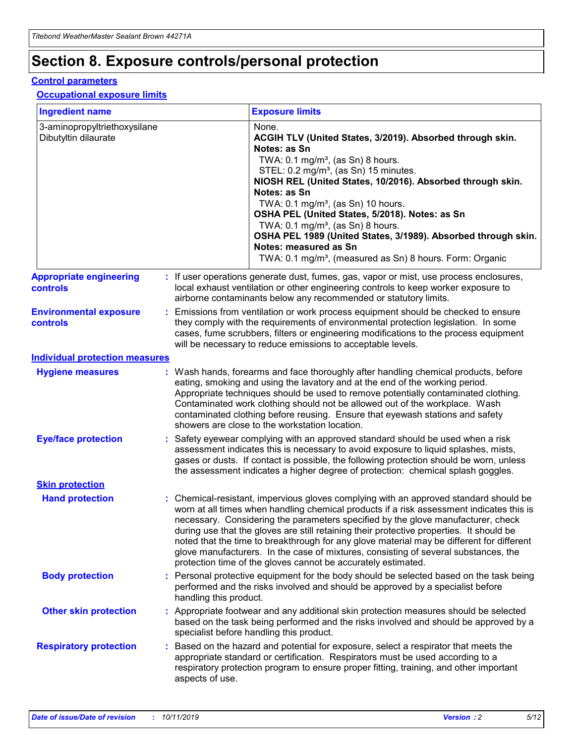# Section 8. Exposure controls/personal protection

## Control parameters

### Occupational exposure limits

| Ingredient name | Exposure limits |
| --- | --- |
| 3-aminopropyltriethoxysilane<br>Dibutyltin dilaurate | None.<br>**ACGIH TLV (United States, 3/2019). Absorbed through skin. Notes: as Sn**<br>TWA: 0.1 mg/m³, (as Sn) 8 hours.<br>STEL: 0.2 mg/m³, (as Sn) 15 minutes.<br>**NIOSH REL (United States, 10/2016). Absorbed through skin. Notes: as Sn**<br>TWA: 0.1 mg/m³, (as Sn) 10 hours.<br>**OSHA PEL (United States, 5/2018). Notes: as Sn**<br>TWA: 0.1 mg/m³, (as Sn) 8 hours.<br>**OSHA PEL 1989 (United States, 3/1989). Absorbed through skin. Notes: measured as Sn**<br>TWA: 0.1 mg/m³, (measured as Sn) 8 hours. Form: Organic |

**Appropriate engineering controls** : If user operations generate dust, fumes, gas, vapor or mist, use process enclosures, local exhaust ventilation or other engineering controls to keep worker exposure to airborne contaminants below any recommended or statutory limits.

**Environmental exposure controls** : Emissions from ventilation or work process equipment should be checked to ensure they comply with the requirements of environmental protection legislation. In some cases, fume scrubbers, filters or engineering modifications to the process equipment will be necessary to reduce emissions to acceptable levels.

## Individual protection measures

**Hygiene measures** : Wash hands, forearms and face thoroughly after handling chemical products, before eating, smoking and using the lavatory and at the end of the working period. Appropriate techniques should be used to remove potentially contaminated clothing. Contaminated work clothing should not be allowed out of the workplace. Wash contaminated clothing before reusing. Ensure that eyewash stations and safety showers are close to the workstation location.

**Eye/face protection** : Safety eyewear complying with an approved standard should be used when a risk assessment indicates this is necessary to avoid exposure to liquid splashes, mists, gases or dusts. If contact is possible, the following protection should be worn, unless the assessment indicates a higher degree of protection: chemical splash goggles.

### Skin protection

**Hand protection** : Chemical-resistant, impervious gloves complying with an approved standard should be worn at all times when handling chemical products if a risk assessment indicates this is necessary. Considering the parameters specified by the glove manufacturer, check during use that the gloves are still retaining their protective properties. It should be noted that the time to breakthrough for any glove material may be different for different glove manufacturers. In the case of mixtures, consisting of several substances, the protection time of the gloves cannot be accurately estimated.

**Body protection** : Personal protective equipment for the body should be selected based on the task being performed and the risks involved and should be approved by a specialist before handling this product.

**Other skin protection** : Appropriate footwear and any additional skin protection measures should be selected based on the task being performed and the risks involved and should be approved by a specialist before handling this product.

**Respiratory protection** : Based on the hazard and potential for exposure, select a respirator that meets the appropriate standard or certification. Respirators must be used according to a respiratory protection program to ensure proper fitting, training, and other important aspects of use.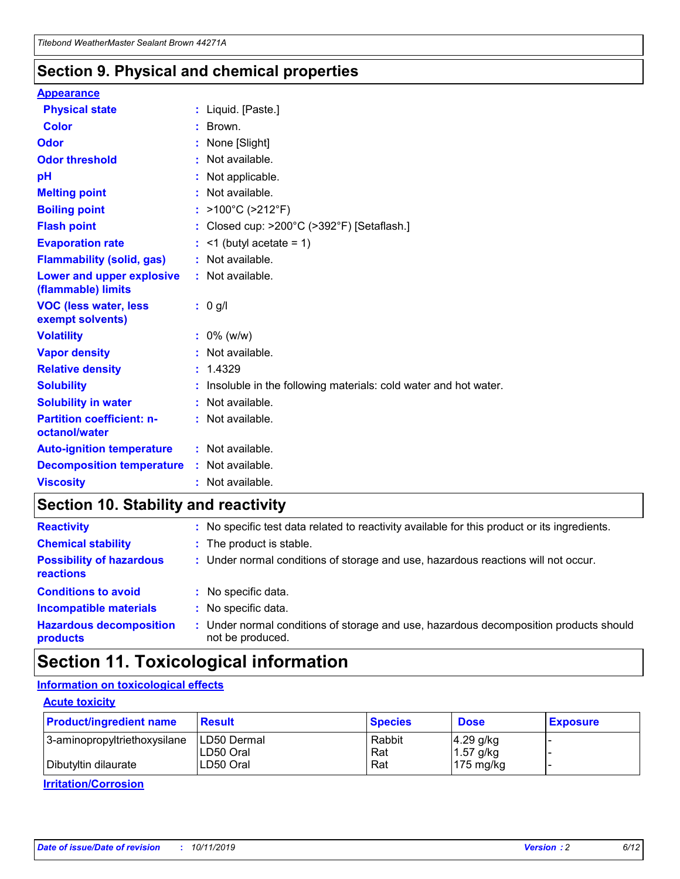## Section 9. Physical and chemical properties

### Appearance

| | |
|---|---|
| **Physical state** | : Liquid. [Paste.] |
| **Color** | : Brown. |
| **Odor** | : None [Slight] |
| **Odor threshold** | : Not available. |
| **pH** | : Not applicable. |
| **Melting point** | : Not available. |
| **Boiling point** | : >100°C (>212°F) |
| **Flash point** | : Closed cup: >200°C (>392°F) [Setaflash.] |
| **Evaporation rate** | : <1 (butyl acetate = 1) |
| **Flammability (solid, gas)** | : Not available. |
| **Lower and upper explosive (flammable) limits** | : Not available. |
| **VOC (less water, less exempt solvents)** | : 0 g/l |
| **Volatility** | : 0% (w/w) |
| **Vapor density** | : Not available. |
| **Relative density** | : 1.4329 |
| **Solubility** | : Insoluble in the following materials: cold water and hot water. |
| **Solubility in water** | : Not available. |
| **Partition coefficient: n-octanol/water** | : Not available. |
| **Auto-ignition temperature** | : Not available. |
| **Decomposition temperature** | : Not available. |
| **Viscosity** | : Not available. |

## Section 10. Stability and reactivity

| | |
|---|---|
| **Reactivity** | : No specific test data related to reactivity available for this product or its ingredients. |
| **Chemical stability** | : The product is stable. |
| **Possibility of hazardous reactions** | : Under normal conditions of storage and use, hazardous reactions will not occur. |
| **Conditions to avoid** | : No specific data. |
| **Incompatible materials** | : No specific data. |
| **Hazardous decomposition products** | : Under normal conditions of storage and use, hazardous decomposition products should not be produced. |

## Section 11. Toxicological information

### Information on toxicological effects

#### Acute toxicity

| Product/ingredient name | Result | Species | Dose | Exposure |
|---|---|---|---|---|
| 3-aminopropyltriethoxysilane | LD50 Dermal | Rabbit | 4.29 g/kg | - |
| | LD50 Oral | Rat | 1.57 g/kg | - |
| Dibutyltin dilaurate | LD50 Oral | Rat | 175 mg/kg | - |

#### Irritation/Corrosion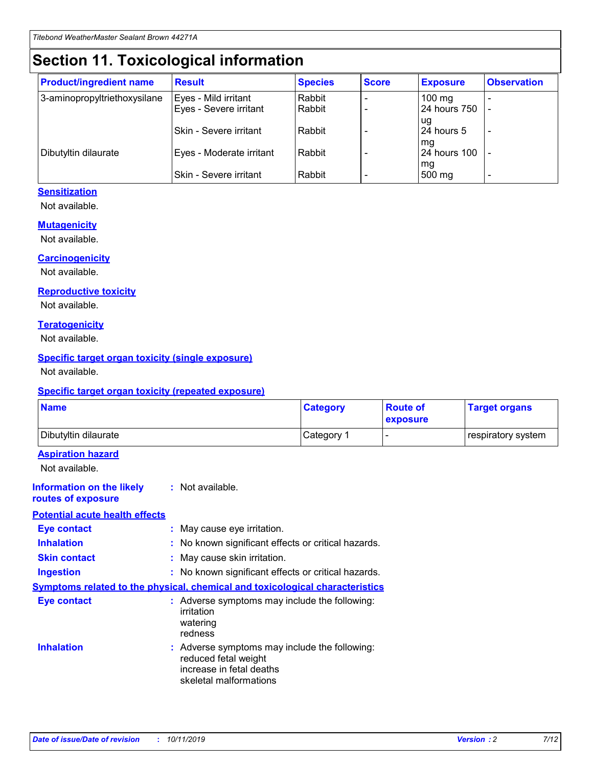# Section 11. Toxicological information

| Product/ingredient name | Result | Species | Score | Exposure | Observation |
|---|---|---|---|---|---|
| 3-aminopropyltriethoxysilane | Eyes - Mild irritant | Rabbit | - | 100 mg | - |
| | Eyes - Severe irritant | Rabbit | - | 24 hours 750 ug | - |
| | Skin - Severe irritant | Rabbit | - | 24 hours 5 mg | - |
| Dibutyltin dilaurate | Eyes - Moderate irritant | Rabbit | - | 24 hours 100 mg | - |
| | Skin - Severe irritant | Rabbit | - | 500 mg | - |

### Sensitization

Not available.

### Mutagenicity

Not available.

### Carcinogenicity

Not available.

### Reproductive toxicity

Not available.

### Teratogenicity

Not available.

### Specific target organ toxicity (single exposure)

Not available.

### Specific target organ toxicity (repeated exposure)

| Name | Category | Route of exposure | Target organs |
|---|---|---|---|
| Dibutyltin dilaurate | Category 1 | - | respiratory system |

### Aspiration hazard

Not available.

**Information on the likely routes of exposure** : Not available.

### Potential acute health effects

**Eye contact** : May cause eye irritation.

**Inhalation** : No known significant effects or critical hazards.

**Skin contact** : May cause skin irritation.

**Ingestion** : No known significant effects or critical hazards.

### Symptoms related to the physical, chemical and toxicological characteristics

**Eye contact** : Adverse symptoms may include the following:
irritation
watering
redness

**Inhalation** : Adverse symptoms may include the following:
reduced fetal weight
increase in fetal deaths
skeletal malformations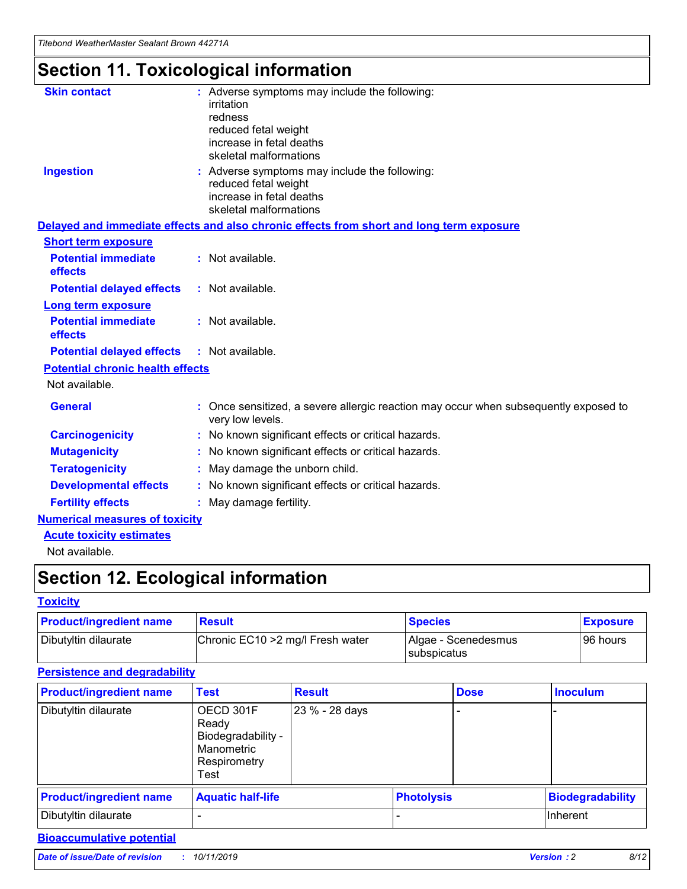# Section 11. Toxicological information

**Skin contact** : Adverse symptoms may include the following:
irritation
redness
reduced fetal weight
increase in fetal deaths
skeletal malformations

**Ingestion** : Adverse symptoms may include the following:
reduced fetal weight
increase in fetal deaths
skeletal malformations

## Delayed and immediate effects and also chronic effects from short and long term exposure

### Short term exposure

**Potential immediate effects** : Not available.

**Potential delayed effects** : Not available.

### Long term exposure

**Potential immediate effects** : Not available.

**Potential delayed effects** : Not available.

### Potential chronic health effects

Not available.

**General** : Once sensitized, a severe allergic reaction may occur when subsequently exposed to very low levels.

**Carcinogenicity** : No known significant effects or critical hazards.

**Mutagenicity** : No known significant effects or critical hazards.

**Teratogenicity** : May damage the unborn child.

**Developmental effects** : No known significant effects or critical hazards.

**Fertility effects** : May damage fertility.

## Numerical measures of toxicity

### Acute toxicity estimates

Not available.

# Section 12. Ecological information

## Toxicity

| Product/ingredient name | Result | Species | Exposure |
|---|---|---|---|
| Dibutyltin dilaurate | Chronic EC10 >2 mg/l Fresh water | Algae - Scenedesmus subspicatus | 96 hours |

## Persistence and degradability

| Product/ingredient name | Test | Result | Dose | Inoculum |
|---|---|---|---|---|
| Dibutyltin dilaurate | OECD 301F Ready Biodegradability - Manometric Respirometry Test | 23 % - 28 days | - | - |

| Product/ingredient name | Aquatic half-life | Photolysis | Biodegradability |
|---|---|---|---|
| Dibutyltin dilaurate | - | - | Inherent |

## Bioaccumulative potential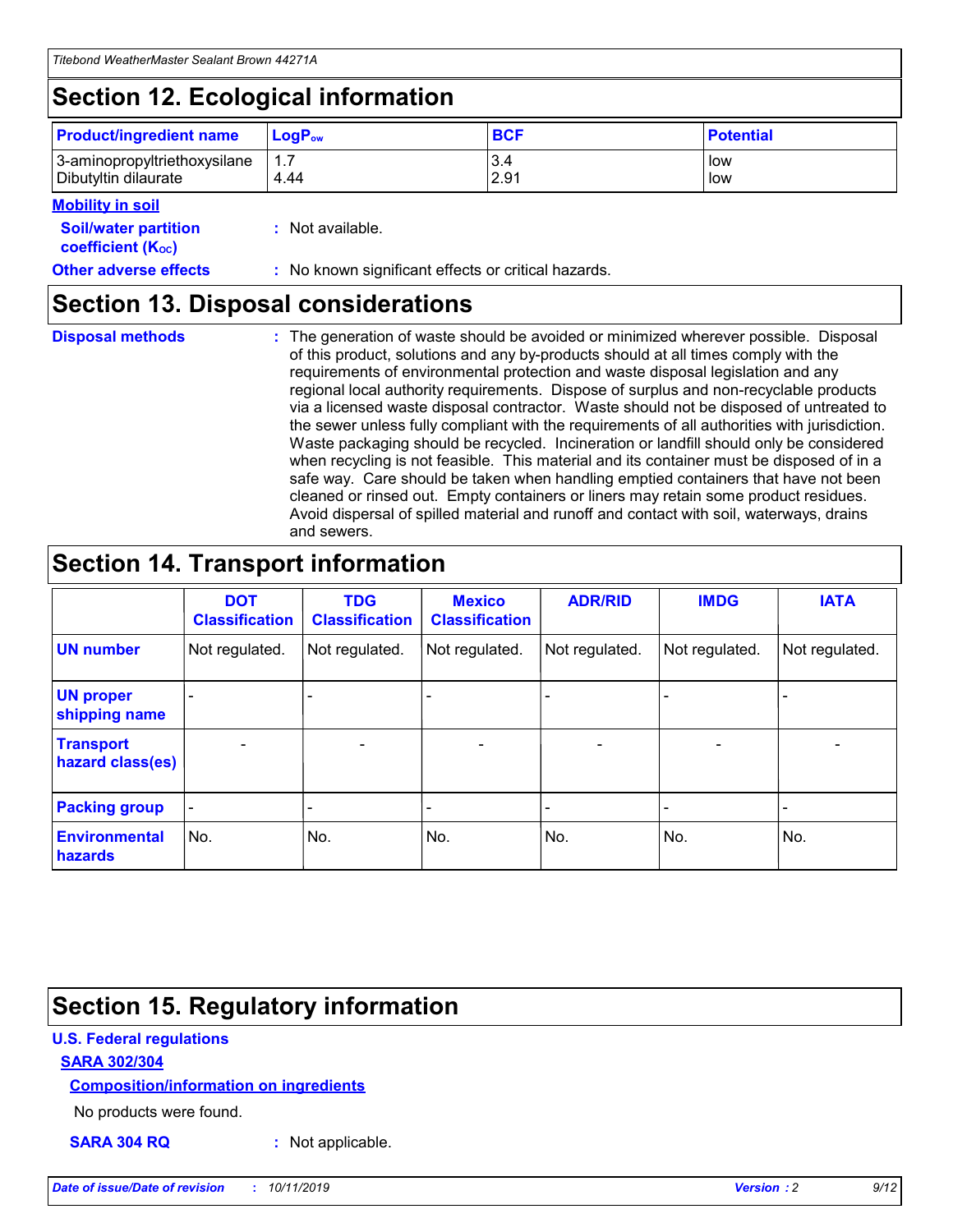# Section 12. Ecological information

| Product/ingredient name | $LogP_{ow}$ | BCF | Potential |
|---|---|---|---|
| 3-aminopropyltriethoxysilane | 1.7 | 3.4 | low |
| Dibutyltin dilaurate | 4.44 | 2.91 | low |

**Mobility in soil**

**Soil/water partition coefficient ($K_{OC}$)** : Not available.

**Other adverse effects** : No known significant effects or critical hazards.

# Section 13. Disposal considerations

**Disposal methods** : The generation of waste should be avoided or minimized wherever possible. Disposal of this product, solutions and any by-products should at all times comply with the requirements of environmental protection and waste disposal legislation and any regional local authority requirements. Dispose of surplus and non-recyclable products via a licensed waste disposal contractor. Waste should not be disposed of untreated to the sewer unless fully compliant with the requirements of all authorities with jurisdiction. Waste packaging should be recycled. Incineration or landfill should only be considered when recycling is not feasible. This material and its container must be disposed of in a safe way. Care should be taken when handling emptied containers that have not been cleaned or rinsed out. Empty containers or liners may retain some product residues. Avoid dispersal of spilled material and runoff and contact with soil, waterways, drains and sewers.

# Section 14. Transport information

| | DOT Classification | TDG Classification | Mexico Classification | ADR/RID | IMDG | IATA |
|---|---|---|---|---|---|---|
| UN number | Not regulated. | Not regulated. | Not regulated. | Not regulated. | Not regulated. | Not regulated. |
| UN proper shipping name | - | - | - | - | - | - |
| Transport hazard class(es) | - | - | - | - | - | - |
| Packing group | - | - | - | - | - | - |
| Environmental hazards | No. | No. | No. | No. | No. | No. |

# Section 15. Regulatory information

**U.S. Federal regulations**

**SARA 302/304**

**Composition/information on ingredients**

No products were found.

**SARA 304 RQ** : Not applicable.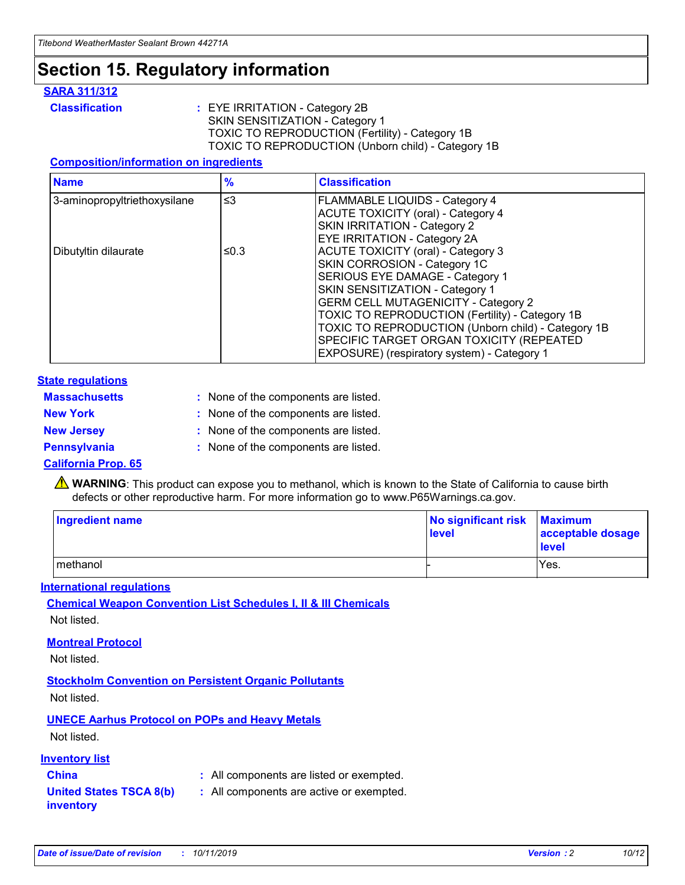# Section 15. Regulatory information

### SARA 311/312

**Classification** : EYE IRRITATION - Category 2B
SKIN SENSITIZATION - Category 1
TOXIC TO REPRODUCTION (Fertility) - Category 1B
TOXIC TO REPRODUCTION (Unborn child) - Category 1B

#### Composition/information on ingredients

| Name | % | Classification |
|---|---|---|
| 3-aminopropyltriethoxysilane | ≤3 | FLAMMABLE LIQUIDS - Category 4<br>ACUTE TOXICITY (oral) - Category 4<br>SKIN IRRITATION - Category 2<br>EYE IRRITATION - Category 2A |
| Dibutyltin dilaurate | ≤0.3 | ACUTE TOXICITY (oral) - Category 3<br>SKIN CORROSION - Category 1C<br>SERIOUS EYE DAMAGE - Category 1<br>SKIN SENSITIZATION - Category 1<br>GERM CELL MUTAGENICITY - Category 2<br>TOXIC TO REPRODUCTION (Fertility) - Category 1B<br>TOXIC TO REPRODUCTION (Unborn child) - Category 1B<br>SPECIFIC TARGET ORGAN TOXICITY (REPEATED EXPOSURE) (respiratory system) - Category 1 |

### State regulations

**Massachusetts** : None of the components are listed.

**New York** : None of the components are listed.

**New Jersey** : None of the components are listed.

**Pennsylvania** : None of the components are listed.

### California Prop. 65

⚠ **WARNING**: This product can expose you to methanol, which is known to the State of California to cause birth defects or other reproductive harm. For more information go to www.P65Warnings.ca.gov.

| Ingredient name | No significant risk level | Maximum acceptable dosage level |
|---|---|---|
| methanol | - | Yes. |

### International regulations

#### Chemical Weapon Convention List Schedules I, II & III Chemicals

Not listed.

#### Montreal Protocol

Not listed.

#### Stockholm Convention on Persistent Organic Pollutants

Not listed.

#### UNECE Aarhus Protocol on POPs and Heavy Metals

Not listed.

### Inventory list

**China** : All components are listed or exempted.

**United States TSCA 8(b) inventory** : All components are active or exempted.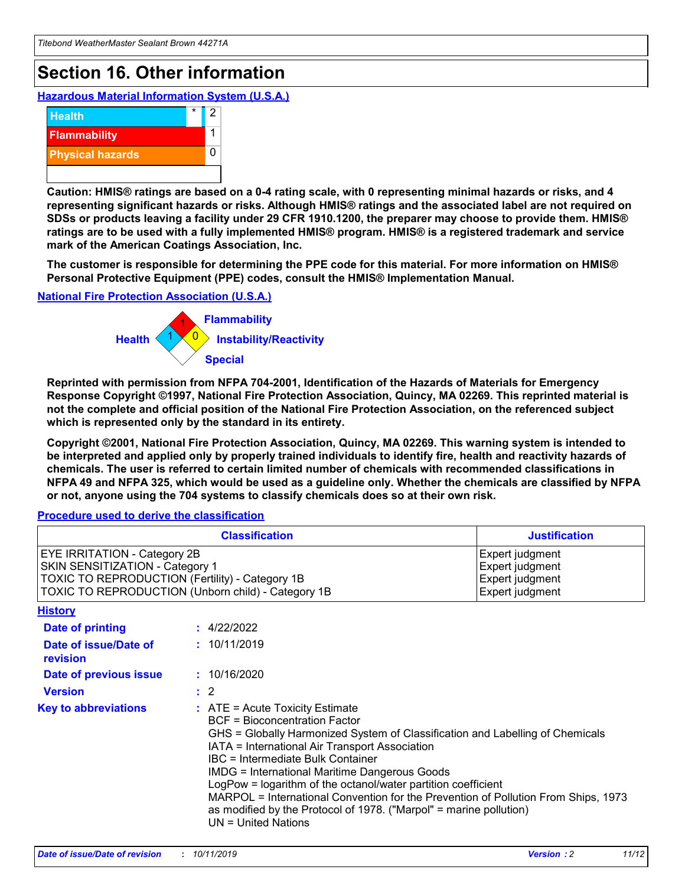# Section 16. Other information

### Hazardous Material Information System (U.S.A.)

| | | |
|---|---|---|
| Health | * | 2 |
| Flammability | | 1 |
| Physical hazards | | 0 |

**Caution: HMIS® ratings are based on a 0-4 rating scale, with 0 representing minimal hazards or risks, and 4 representing significant hazards or risks. Although HMIS® ratings and the associated label are not required on SDSs or products leaving a facility under 29 CFR 1910.1200, the preparer may choose to provide them. HMIS® ratings are to be used with a fully implemented HMIS® program. HMIS® is a registered trademark and service mark of the American Coatings Association, Inc.**

**The customer is responsible for determining the PPE code for this material. For more information on HMIS® Personal Protective Equipment (PPE) codes, consult the HMIS® Implementation Manual.**

### National Fire Protection Association (U.S.A.)

Flammability: 1
Health: 1
Instability/Reactivity: 0
Special:

**Reprinted with permission from NFPA 704-2001, Identification of the Hazards of Materials for Emergency Response Copyright ©1997, National Fire Protection Association, Quincy, MA 02269. This reprinted material is not the complete and official position of the National Fire Protection Association, on the referenced subject which is represented only by the standard in its entirety.**

**Copyright ©2001, National Fire Protection Association, Quincy, MA 02269. This warning system is intended to be interpreted and applied only by properly trained individuals to identify fire, health and reactivity hazards of chemicals. The user is referred to certain limited number of chemicals with recommended classifications in NFPA 49 and NFPA 325, which would be used as a guideline only. Whether the chemicals are classified by NFPA or not, anyone using the 704 systems to classify chemicals does so at their own risk.**

### Procedure used to derive the classification

| Classification | Justification |
|---|---|
| EYE IRRITATION - Category 2B | Expert judgment |
| SKIN SENSITIZATION - Category 1 | Expert judgment |
| TOXIC TO REPRODUCTION (Fertility) - Category 1B | Expert judgment |
| TOXIC TO REPRODUCTION (Unborn child) - Category 1B | Expert judgment |

### History

**Date of printing** : 4/22/2022

**Date of issue/Date of revision** : 10/11/2019

**Date of previous issue** : 10/16/2020

**Version** : 2

**Key to abbreviations** : ATE = Acute Toxicity Estimate
BCF = Bioconcentration Factor
GHS = Globally Harmonized System of Classification and Labelling of Chemicals
IATA = International Air Transport Association
IBC = Intermediate Bulk Container
IMDG = International Maritime Dangerous Goods
LogPow = logarithm of the octanol/water partition coefficient
MARPOL = International Convention for the Prevention of Pollution From Ships, 1973 as modified by the Protocol of 1978. ("Marpol" = marine pollution)
UN = United Nations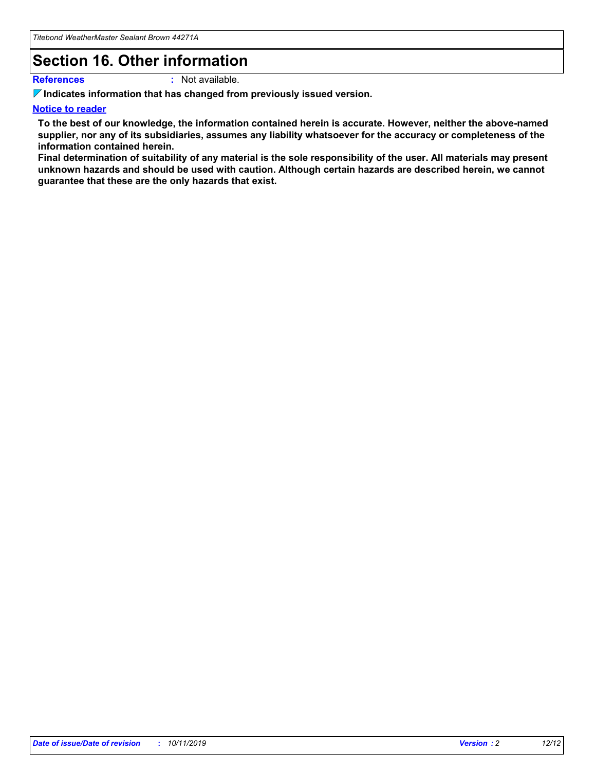# Section 16. Other information

**References** : Not available.

**Indicates information that has changed from previously issued version.**

**Notice to reader**

**To the best of our knowledge, the information contained herein is accurate. However, neither the above-named supplier, nor any of its subsidiaries, assumes any liability whatsoever for the accuracy or completeness of the information contained herein.**

**Final determination of suitability of any material is the sole responsibility of the user. All materials may present unknown hazards and should be used with caution. Although certain hazards are described herein, we cannot guarantee that these are the only hazards that exist.**